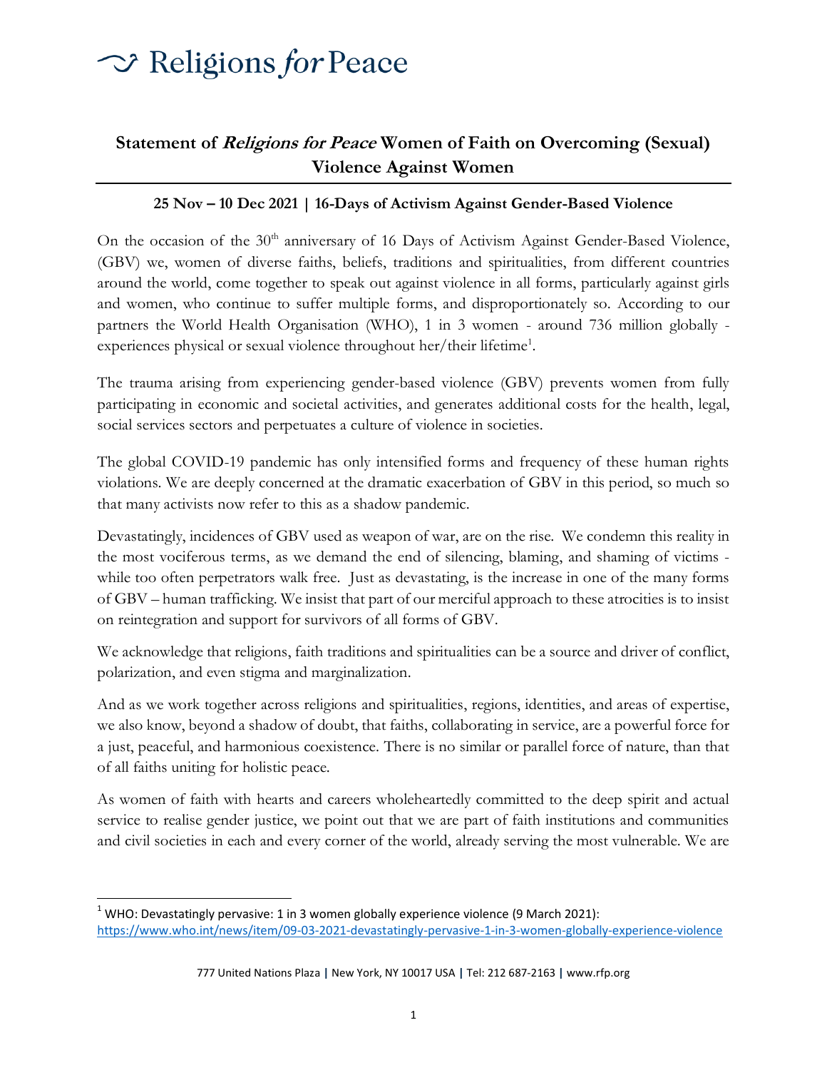# Religions *for* Peace

## Statement of *Religions for Peace* Women of Faith on Overcoming (Sexual) Violence Against Women

### 25 Nov – 10 Dec 2021 | 16-Days of Activism Against Gender-Based Violence

On the occasion of the 30th anniversary of 16 Days of Activism Against Gender-Based Violence, (GBV) we, women of diverse faiths, beliefs, traditions and spiritualities, from different countries around the world, come together to speak out against violence in all forms, particularly against girls and women, who continue to suffer multiple forms, and disproportionately so. According to our partners the World Health Organisation (WHO), 1 in 3 women - around 736 million globally - experiences physical or sexual violence throughout her/their lifetime[1].

The trauma arising from experiencing gender-based violence (GBV) prevents women from fully participating in economic and societal activities, and generates additional costs for the health, legal, social services sectors and perpetuates a culture of violence in societies.

The global COVID-19 pandemic has only intensified forms and frequency of these human rights violations. We are deeply concerned at the dramatic exacerbation of GBV in this period, so much so that many activists now refer to this as a shadow pandemic.

Devastatingly, incidences of GBV used as weapon of war, are on the rise. We condemn this reality in the most vociferous terms, as we demand the end of silencing, blaming, and shaming of victims - while too often perpetrators walk free. Just as devastating, is the increase in one of the many forms of GBV – human trafficking. We insist that part of our merciful approach to these atrocities is to insist on reintegration and support for survivors of all forms of GBV.

We acknowledge that religions, faith traditions and spiritualities can be a source and driver of conflict, polarization, and even stigma and marginalization.

And as we work together across religions and spiritualities, regions, identities, and areas of expertise, we also know, beyond a shadow of doubt, that faiths, collaborating in service, are a powerful force for a just, peaceful, and harmonious coexistence. There is no similar or parallel force of nature, than that of all faiths uniting for holistic peace.

As women of faith with hearts and careers wholeheartedly committed to the deep spirit and actual service to realise gender justice, we point out that we are part of faith institutions and communities and civil societies in each and every corner of the world, already serving the most vulnerable. We are

---

[1] WHO: Devastatingly pervasive: 1 in 3 women globally experience violence (9 March 2021): https://www.who.int/news/item/09-03-2021-devastatingly-pervasive-1-in-3-women-globally-experience-violence

777 United Nations Plaza | New York, NY 10017 USA | Tel: 212 687-2163 | www.rfp.org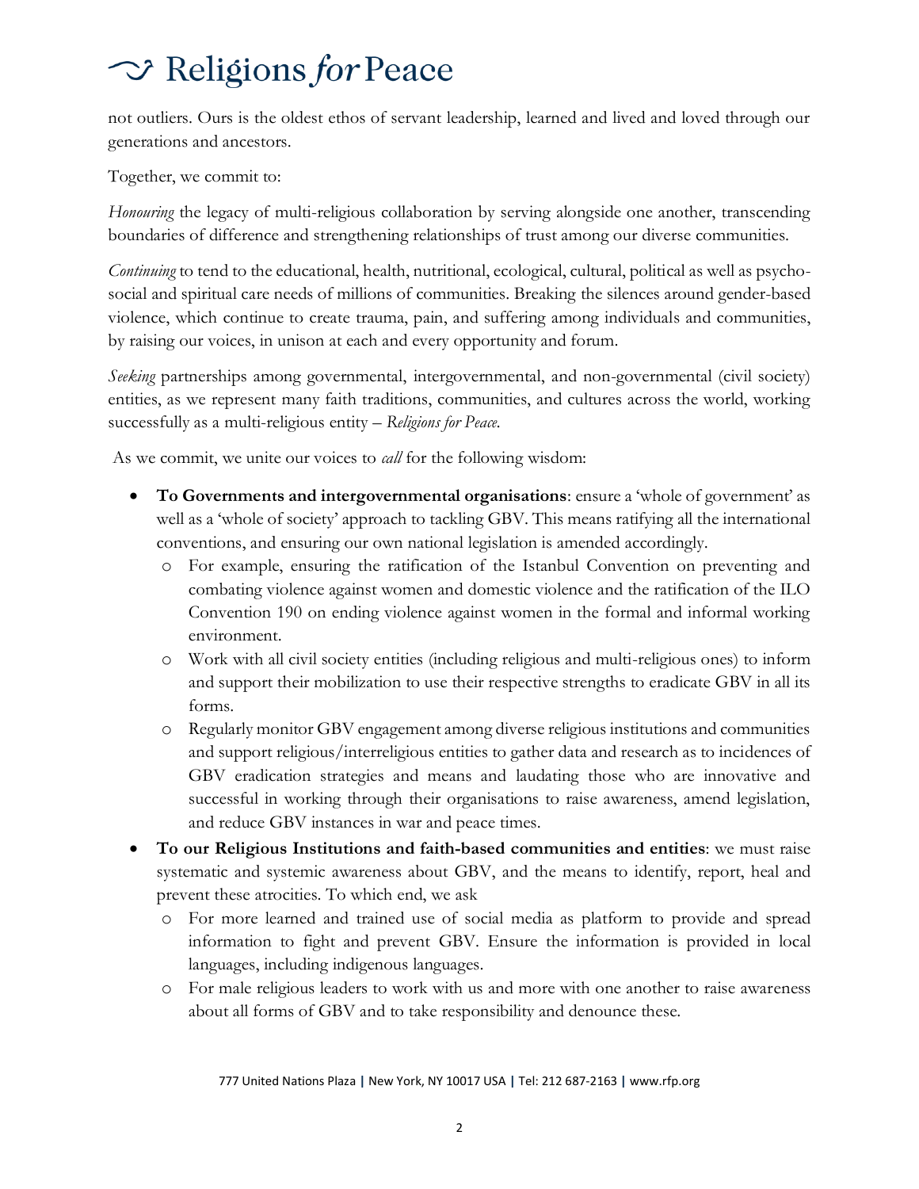not outliers. Ours is the oldest ethos of servant leadership, learned and lived and loved through our generations and ancestors.

Together, we commit to:

*Honouring* the legacy of multi-religious collaboration by serving alongside one another, transcending boundaries of difference and strengthening relationships of trust among our diverse communities.

*Continuing* to tend to the educational, health, nutritional, ecological, cultural, political as well as psycho-social and spiritual care needs of millions of communities. Breaking the silences around gender-based violence, which continue to create trauma, pain, and suffering among individuals and communities, by raising our voices, in unison at each and every opportunity and forum.

*Seeking* partnerships among governmental, intergovernmental, and non-governmental (civil society) entities, as we represent many faith traditions, communities, and cultures across the world, working successfully as a multi-religious entity – *Religions for Peace.*

As we commit, we unite our voices to *call* for the following wisdom:

- **To Governments and intergovernmental organisations**: ensure a 'whole of government' as well as a 'whole of society' approach to tackling GBV. This means ratifying all the international conventions, and ensuring our own national legislation is amended accordingly.
  - For example, ensuring the ratification of the Istanbul Convention on preventing and combating violence against women and domestic violence and the ratification of the ILO Convention 190 on ending violence against women in the formal and informal working environment.
  - Work with all civil society entities (including religious and multi-religious ones) to inform and support their mobilization to use their respective strengths to eradicate GBV in all its forms.
  - Regularly monitor GBV engagement among diverse religious institutions and communities and support religious/interreligious entities to gather data and research as to incidences of GBV eradication strategies and means and laudating those who are innovative and successful in working through their organisations to raise awareness, amend legislation, and reduce GBV instances in war and peace times.
- **To our Religious Institutions and faith-based communities and entities**: we must raise systematic and systemic awareness about GBV, and the means to identify, report, heal and prevent these atrocities. To which end, we ask
  - For more learned and trained use of social media as platform to provide and spread information to fight and prevent GBV. Ensure the information is provided in local languages, including indigenous languages.
  - For male religious leaders to work with us and more with one another to raise awareness about all forms of GBV and to take responsibility and denounce these.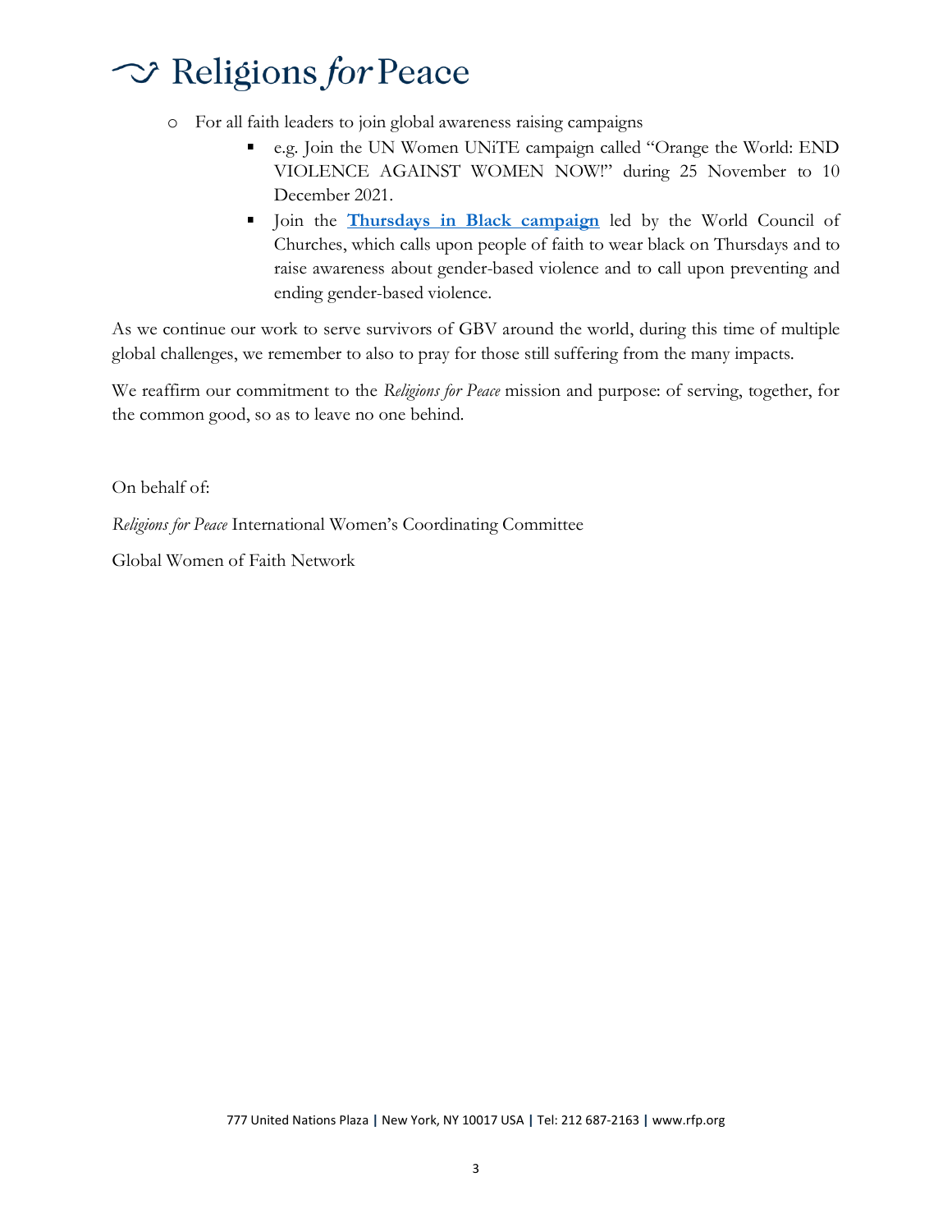- For all faith leaders to join global awareness raising campaigns
  - e.g. Join the UN Women UNiTE campaign called "Orange the World: END VIOLENCE AGAINST WOMEN NOW!" during 25 November to 10 December 2021.
  - Join the **Thursdays in Black campaign** led by the World Council of Churches, which calls upon people of faith to wear black on Thursdays and to raise awareness about gender-based violence and to call upon preventing and ending gender-based violence.

As we continue our work to serve survivors of GBV around the world, during this time of multiple global challenges, we remember to also to pray for those still suffering from the many impacts.

We reaffirm our commitment to the *Religions for Peace* mission and purpose: of serving, together, for the common good, so as to leave no one behind.

On behalf of:

*Religions for Peace* International Women's Coordinating Committee

Global Women of Faith Network